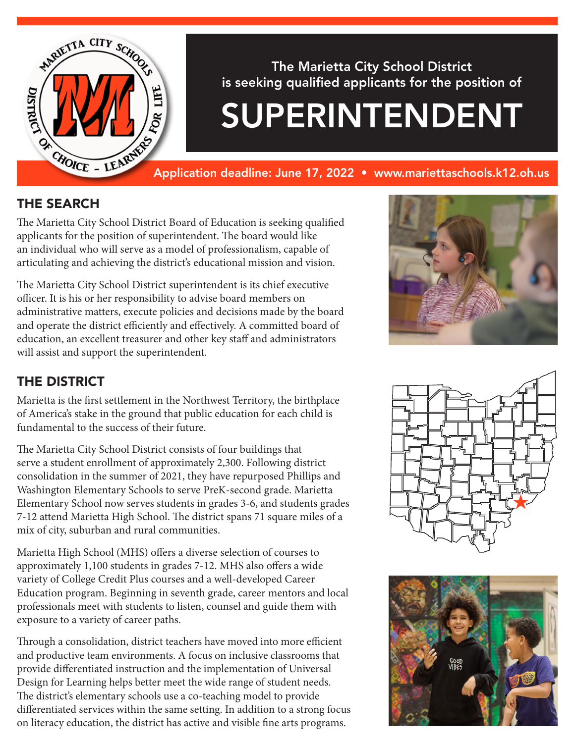The Marietta City School District is seeking qualified applicants for the position of

# SUPERINTENDENT

Application deadline: June 17, 2022 • www.mariettaschools.k12.oh.us

## THE SEARCH

The Marietta City School District Board of Education is seeking qualified applicants for the position of superintendent. The board would like an individual who will serve as a model of professionalism, capable of articulating and achieving the district's educational mission and vision.

The Marietta City School District superintendent is its chief executive officer. It is his or her responsibility to advise board members on administrative matters, execute policies and decisions made by the board and operate the district efficiently and effectively. A committed board of education, an excellent treasurer and other key staff and administrators will assist and support the superintendent.

## THE DISTRICT

Marietta is the first settlement in the Northwest Territory, the birthplace of America's stake in the ground that public education for each child is fundamental to the success of their future.

The Marietta City School District consists of four buildings that serve a student enrollment of approximately 2,300. Following district consolidation in the summer of 2021, they have repurposed Phillips and Washington Elementary Schools to serve PreK-second grade. Marietta Elementary School now serves students in grades 3-6, and students grades 7-12 attend Marietta High School. The district spans 71 square miles of a mix of city, suburban and rural communities.

Marietta High School (MHS) offers a diverse selection of courses to approximately 1,100 students in grades 7-12. MHS also offers a wide variety of College Credit Plus courses and a well-developed Career Education program. Beginning in seventh grade, career mentors and local professionals meet with students to listen, counsel and guide them with exposure to a variety of career paths.

Through a consolidation, district teachers have moved into more efficient and productive team environments. A focus on inclusive classrooms that provide differentiated instruction and the implementation of Universal Design for Learning helps better meet the wide range of student needs. The district's elementary schools use a co-teaching model to provide differentiated services within the same setting. In addition to a strong focus on literacy education, the district has active and visible fine arts programs.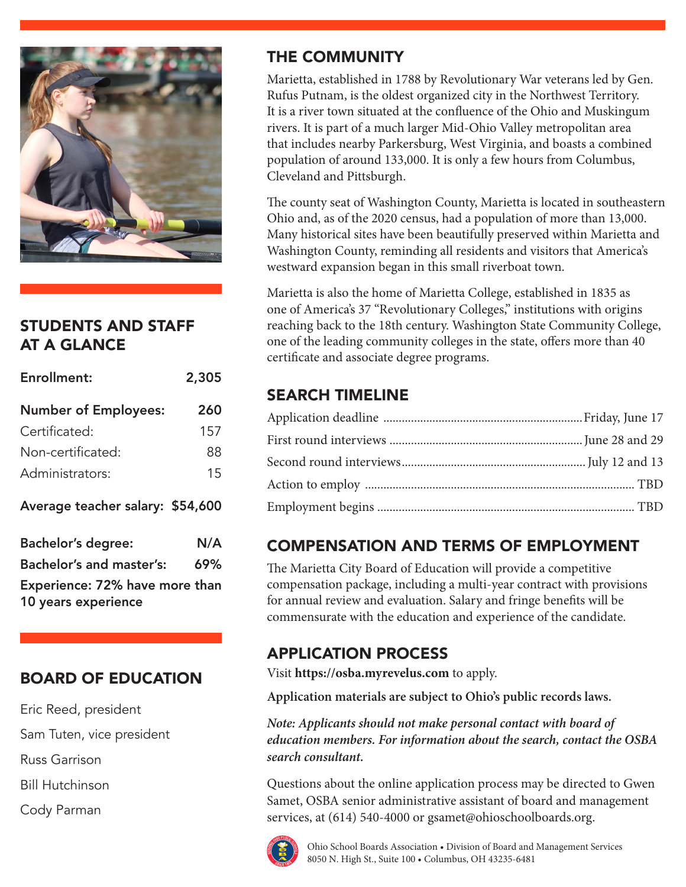## STUDENTS AND STAFF AT A GLANCE

| | |
|---|---|
| **Enrollment:** | **2,305** |
| **Number of Employees:** | **260** |
| Certificated: | 157 |
| Non-certificated: | 88 |
| Administrators: | 15 |
| **Average teacher salary:** | **$54,600** |
| **Bachelor's degree:** | **N/A** |
| **Bachelor's and master's:** | **69%** |

**Experience: 72% have more than 10 years experience**

## BOARD OF EDUCATION

Eric Reed, president

Sam Tuten, vice president

Russ Garrison

Bill Hutchinson

Cody Parman

## THE COMMUNITY

Marietta, established in 1788 by Revolutionary War veterans led by Gen. Rufus Putnam, is the oldest organized city in the Northwest Territory. It is a river town situated at the confluence of the Ohio and Muskingum rivers. It is part of a much larger Mid-Ohio Valley metropolitan area that includes nearby Parkersburg, West Virginia, and boasts a combined population of around 133,000. It is only a few hours from Columbus, Cleveland and Pittsburgh.

The county seat of Washington County, Marietta is located in southeastern Ohio and, as of the 2020 census, had a population of more than 13,000. Many historical sites have been beautifully preserved within Marietta and Washington County, reminding all residents and visitors that America's westward expansion began in this small riverboat town.

Marietta is also the home of Marietta College, established in 1835 as one of America's 37 "Revolutionary Colleges," institutions with origins reaching back to the 18th century. Washington State Community College, one of the leading community colleges in the state, offers more than 40 certificate and associate degree programs.

## SEARCH TIMELINE

| | |
|---|---|
| Application deadline | Friday, June 17 |
| First round interviews | June 28 and 29 |
| Second round interviews | July 12 and 13 |
| Action to employ | TBD |
| Employment begins | TBD |

## COMPENSATION AND TERMS OF EMPLOYMENT

The Marietta City Board of Education will provide a competitive compensation package, including a multi-year contract with provisions for annual review and evaluation. Salary and fringe benefits will be commensurate with the education and experience of the candidate.

## APPLICATION PROCESS

Visit **https://osba.myrevelus.com** to apply.

**Application materials are subject to Ohio's public records laws.**

***Note: Applicants should not make personal contact with board of education members. For information about the search, contact the OSBA search consultant.***

Questions about the online application process may be directed to Gwen Samet, OSBA senior administrative assistant of board and management services, at (614) 540-4000 or gsamet@ohioschoolboards.org.

Ohio School Boards Association • Division of Board and Management Services
8050 N. High St., Suite 100 • Columbus, OH 43235-6481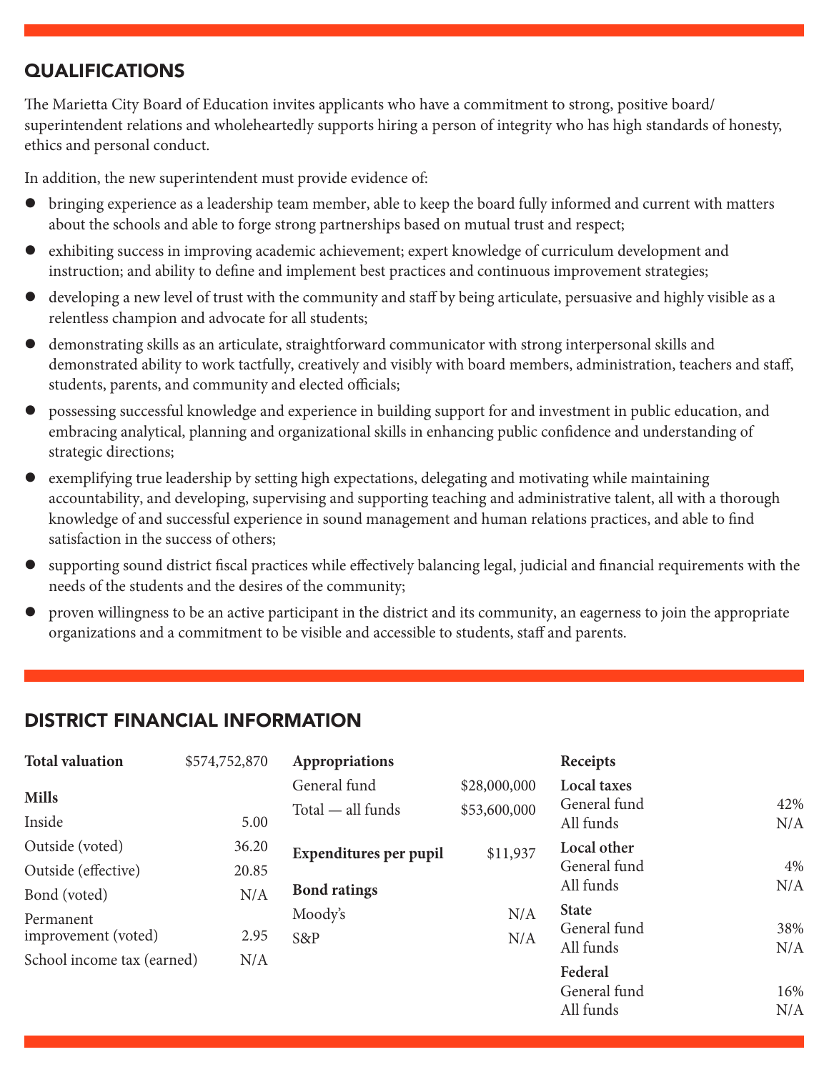## QUALIFICATIONS

The Marietta City Board of Education invites applicants who have a commitment to strong, positive board/superintendent relations and wholeheartedly supports hiring a person of integrity who has high standards of honesty, ethics and personal conduct.

In addition, the new superintendent must provide evidence of:

- bringing experience as a leadership team member, able to keep the board fully informed and current with matters about the schools and able to forge strong partnerships based on mutual trust and respect;
- exhibiting success in improving academic achievement; expert knowledge of curriculum development and instruction; and ability to define and implement best practices and continuous improvement strategies;
- developing a new level of trust with the community and staff by being articulate, persuasive and highly visible as a relentless champion and advocate for all students;
- demonstrating skills as an articulate, straightforward communicator with strong interpersonal skills and demonstrated ability to work tactfully, creatively and visibly with board members, administration, teachers and staff, students, parents, and community and elected officials;
- possessing successful knowledge and experience in building support for and investment in public education, and embracing analytical, planning and organizational skills in enhancing public confidence and understanding of strategic directions;
- exemplifying true leadership by setting high expectations, delegating and motivating while maintaining accountability, and developing, supervising and supporting teaching and administrative talent, all with a thorough knowledge of and successful experience in sound management and human relations practices, and able to find satisfaction in the success of others;
- supporting sound district fiscal practices while effectively balancing legal, judicial and financial requirements with the needs of the students and the desires of the community;
- proven willingness to be an active participant in the district and its community, an eagerness to join the appropriate organizations and a commitment to be visible and accessible to students, staff and parents.

## DISTRICT FINANCIAL INFORMATION

| | |
|---|---|
| **Total valuation** | $574,752,870 |
| **Mills** | |
| Inside | 5.00 |
| Outside (voted) | 36.20 |
| Outside (effective) | 20.85 |
| Bond (voted) | N/A |
| Permanent improvement (voted) | 2.95 |
| School income tax (earned) | N/A |

| | |
|---|---|
| **Appropriations** | |
| General fund | $28,000,000 |
| Total — all funds | $53,600,000 |
| **Expenditures per pupil** | $11,937 |
| **Bond ratings** | |
| Moody's | N/A |
| S&P | N/A |

| | |
|---|---|
| **Receipts** | |
| **Local taxes** | |
| General fund | 42% |
| All funds | N/A |
| **Local other** | |
| General fund | 4% |
| All funds | N/A |
| **State** | |
| General fund | 38% |
| All funds | N/A |
| **Federal** | |
| General fund | 16% |
| All funds | N/A |